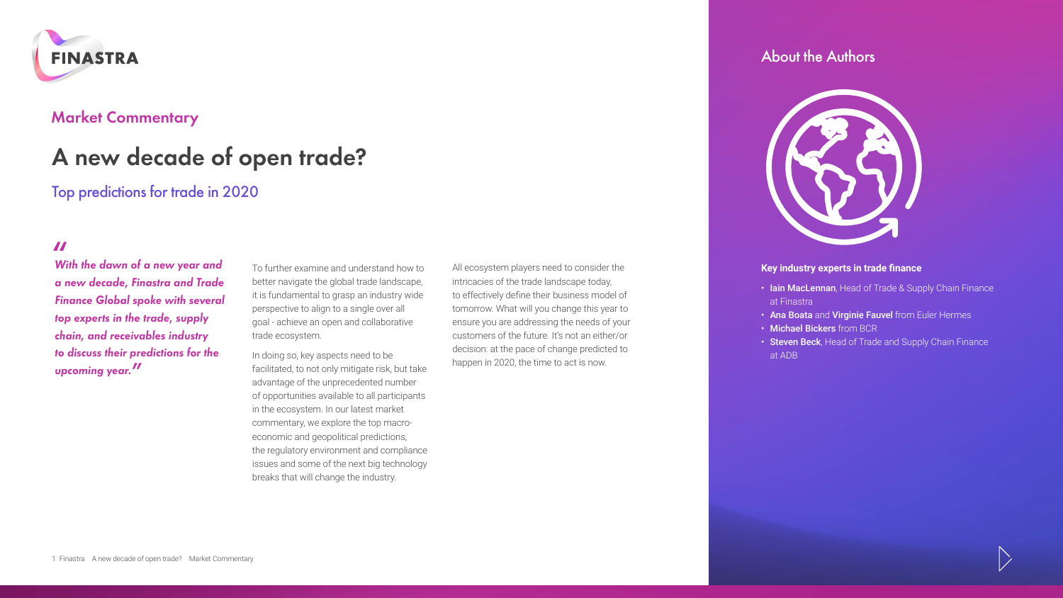FINASTRA

## Market Commentary

# A new decade of open trade?

### Top predictions for trade in 2020

*"With the dawn of a new year and a new decade, Finastra and Trade Finance Global spoke with several top experts in the trade, supply chain, and receivables industry to discuss their predictions for the upcoming year."*

To further examine and understand how to better navigate the global trade landscape, it is fundamental to grasp an industry wide perspective to align to a single over all goal - achieve an open and collaborative trade ecosystem.

In doing so, key aspects need to be facilitated, to not only mitigate risk, but take advantage of the unprecedented number of opportunities available to all participants in the ecosystem. In our latest market commentary, we explore the top macro-economic and geopolitical predictions, the regulatory environment and compliance issues and some of the next big technology breaks that will change the industry.

All ecosystem players need to consider the intricacies of the trade landscape today, to effectively define their business model of tomorrow. What will you change this year to ensure you are addressing the needs of your customers of the future. It's not an either/or decision: at the pace of change predicted to happen in 2020, the time to act is now.

## About the Authors

**Key industry experts in trade finance**

- **Iain MacLennan**, Head of Trade & Supply Chain Finance at Finastra
- **Ana Boata** and **Virginie Fauvel** from Euler Hermes
- **Michael Bickers** from BCR
- **Steven Beck**, Head of Trade and Supply Chain Finance at ADB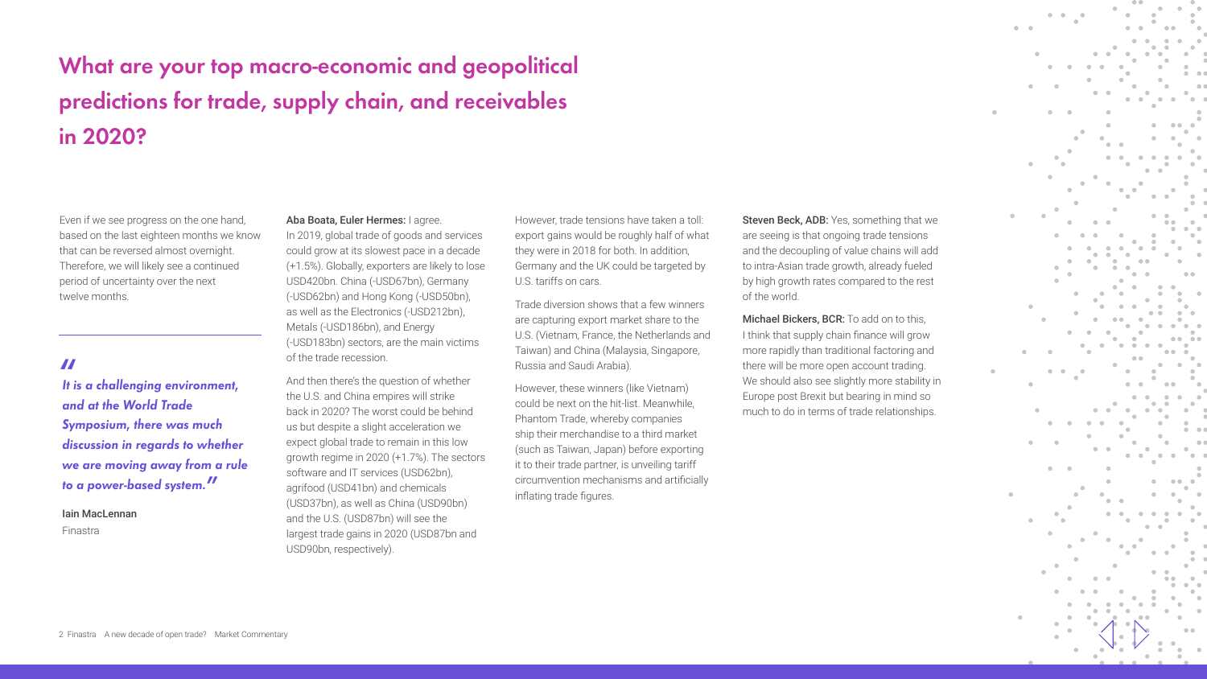# What are your top macro-economic and geopolitical predictions for trade, supply chain, and receivables in 2020?

Even if we see progress on the one hand, based on the last eighteen months we know that can be reversed almost overnight. Therefore, we will likely see a continued period of uncertainty over the next twelve months.

> *"It is a challenging environment, and at the World Trade Symposium, there was much discussion in regards to whether we are moving away from a rule to a power-based system."*
>
> Iain MacLennan
> Finastra

**Aba Boata, Euler Hermes:** I agree. In 2019, global trade of goods and services could grow at its slowest pace in a decade (+1.5%). Globally, exporters are likely to lose USD420bn. China (-USD67bn), Germany (-USD62bn) and Hong Kong (-USD50bn), as well as the Electronics (-USD212bn), Metals (-USD186bn), and Energy (-USD183bn) sectors, are the main victims of the trade recession.

And then there's the question of whether the U.S. and China empires will strike back in 2020? The worst could be behind us but despite a slight acceleration we expect global trade to remain in this low growth regime in 2020 (+1.7%). The sectors software and IT services (USD62bn), agrifood (USD41bn) and chemicals (USD37bn), as well as China (USD90bn) and the U.S. (USD87bn) will see the largest trade gains in 2020 (USD87bn and USD90bn, respectively).

However, trade tensions have taken a toll: export gains would be roughly half of what they were in 2018 for both. In addition, Germany and the UK could be targeted by U.S. tariffs on cars.

Trade diversion shows that a few winners are capturing export market share to the U.S. (Vietnam, France, the Netherlands and Taiwan) and China (Malaysia, Singapore, Russia and Saudi Arabia).

However, these winners (like Vietnam) could be next on the hit-list. Meanwhile, Phantom Trade, whereby companies ship their merchandise to a third market (such as Taiwan, Japan) before exporting it to their trade partner, is unveiling tariff circumvention mechanisms and artificially inflating trade figures.

**Steven Beck, ADB:** Yes, something that we are seeing is that ongoing trade tensions and the decoupling of value chains will add to intra-Asian trade growth, already fueled by high growth rates compared to the rest of the world.

**Michael Bickers, BCR:** To add on to this, I think that supply chain finance will grow more rapidly than traditional factoring and there will be more open account trading. We should also see slightly more stability in Europe post Brexit but bearing in mind so much to do in terms of trade relationships.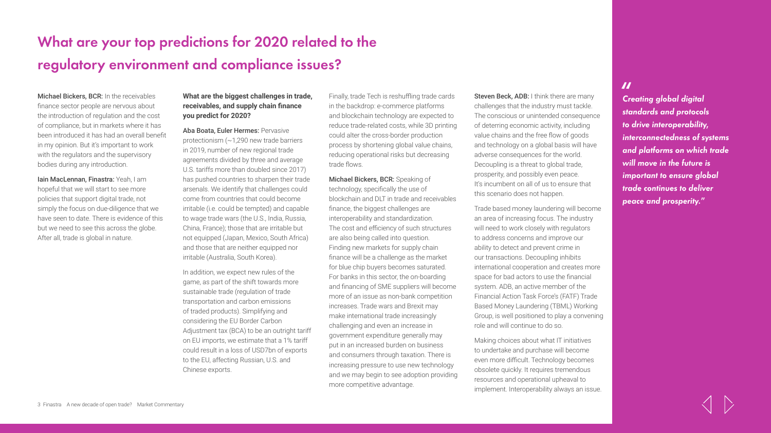# What are your top predictions for 2020 related to the regulatory environment and compliance issues?

**Michael Bickers, BCR:** In the receivables finance sector people are nervous about the introduction of regulation and the cost of compliance, but in markets where it has been introduced it has had an overall benefit in my opinion. But it's important to work with the regulators and the supervisory bodies during any introduction.

**Iain MacLennan, Finastra:** Yeah, I am hopeful that we will start to see more policies that support digital trade, not simply the focus on due-diligence that we have seen to date. There is evidence of this but we need to see this across the globe. After all, trade is global in nature.

### What are the biggest challenges in trade, receivables, and supply chain finance you predict for 2020?

**Aba Boata, Euler Hermes:** Pervasive protectionism (~1,290 new trade barriers in 2019, number of new regional trade agreements divided by three and average U.S. tariffs more than doubled since 2017) has pushed countries to sharpen their trade arsenals. We identify that challenges could come from countries that could become irritable (i.e. could be tempted) and capable to wage trade wars (the U.S., India, Russia, China, France); those that are irritable but not equipped (Japan, Mexico, South Africa) and those that are neither equipped nor irritable (Australia, South Korea).

In addition, we expect new rules of the game, as part of the shift towards more sustainable trade (regulation of trade transportation and carbon emissions of traded products). Simplifying and considering the EU Border Carbon Adjustment tax (BCA) to be an outright tariff on EU imports, we estimate that a 1% tariff could result in a loss of USD7bn of exports to the EU, affecting Russian, U.S. and Chinese exports.

Finally, trade Tech is reshuffling trade cards in the backdrop: e-commerce platforms and blockchain technology are expected to reduce trade-related costs, while 3D printing could alter the cross-border production process by shortening global value chains, reducing operational risks but decreasing trade flows.

**Michael Bickers, BCR:** Speaking of technology, specifically the use of blockchain and DLT in trade and receivables finance, the biggest challenges are interoperability and standardization. The cost and efficiency of such structures are also being called into question. Finding new markets for supply chain finance will be a challenge as the market for blue chip buyers becomes saturated. For banks in this sector, the on-boarding and financing of SME suppliers will become more of an issue as non-bank competition increases. Trade wars and Brexit may make international trade increasingly challenging and even an increase in government expenditure generally may put in an increased burden on business and consumers through taxation. There is increasing pressure to use new technology and we may begin to see adoption providing more competitive advantage.

**Steven Beck, ADB:** I think there are many challenges that the industry must tackle. The conscious or unintended consequence of deterring economic activity, including value chains and the free flow of goods and technology on a global basis will have adverse consequences for the world. Decoupling is a threat to global trade, prosperity, and possibly even peace. It's incumbent on all of us to ensure that this scenario does not happen.

Trade based money laundering will become an area of increasing focus. The industry will need to work closely with regulators to address concerns and improve our ability to detect and prevent crime in our transactions. Decoupling inhibits international cooperation and creates more space for bad actors to use the financial system. ADB, an active member of the Financial Action Task Force's (FATF) Trade Based Money Laundering (TBML) Working Group, is well positioned to play a convening role and will continue to do so.

Making choices about what IT initiatives to undertake and purchase will become even more difficult. Technology becomes obsolete quickly. It requires tremendous resources and operational upheaval to implement. Interoperability always an issue.

> ***"Creating global digital standards and protocols to drive interoperability, interconnectedness of systems and platforms on which trade will move in the future is important to ensure global trade continues to deliver peace and prosperity."***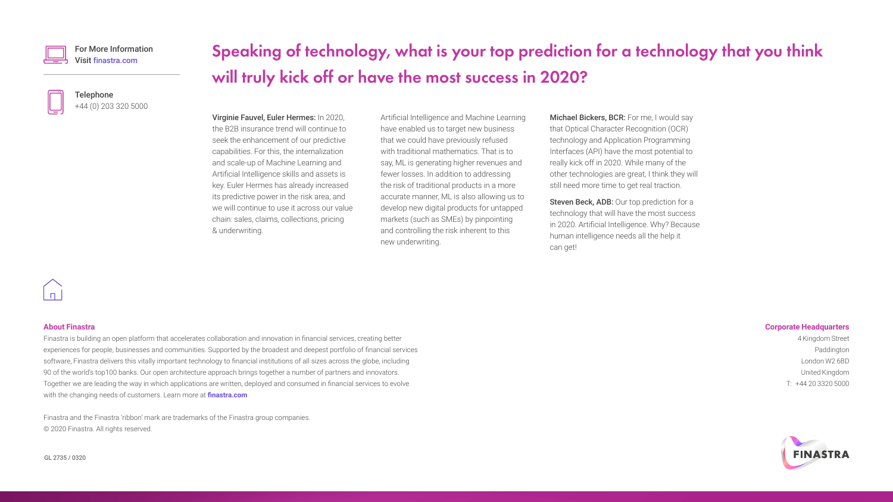For More Information
Visit finastra.com

Telephone
+44 (0) 203 320 5000

## Speaking of technology, what is your top prediction for a technology that you think will truly kick off or have the most success in 2020?

**Virginie Fauvel, Euler Hermes:** In 2020, the B2B insurance trend will continue to seek the enhancement of our predictive capabilities. For this, the internalization and scale-up of Machine Learning and Artificial Intelligence skills and assets is key. Euler Hermes has already increased its predictive power in the risk area, and we will continue to use it across our value chain: sales, claims, collections, pricing & underwriting.

Artificial Intelligence and Machine Learning have enabled us to target new business that we could have previously refused with traditional mathematics. That is to say, ML is generating higher revenues and fewer losses. In addition to addressing the risk of traditional products in a more accurate manner, ML is also allowing us to develop new digital products for untapped markets (such as SMEs) by pinpointing and controlling the risk inherent to this new underwriting.

**Michael Bickers, BCR:** For me, I would say that Optical Character Recognition (OCR) technology and Application Programming Interfaces (API) have the most potential to really kick off in 2020. While many of the other technologies are great, I think they will still need more time to get real traction.

**Steven Beck, ADB:** Our top prediction for a technology that will have the most success in 2020. Artificial Intelligence. Why? Because human intelligence needs all the help it can get!

**About Finastra**

Finastra is building an open platform that accelerates collaboration and innovation in financial services, creating better experiences for people, businesses and communities. Supported by the broadest and deepest portfolio of financial services software, Finastra delivers this vitally important technology to financial institutions of all sizes across the globe, including 90 of the world's top100 banks. Our open architecture approach brings together a number of partners and innovators. Together we are leading the way in which applications are written, deployed and consumed in financial services to evolve with the changing needs of customers. Learn more at **finastra.com**

Finastra and the Finastra 'ribbon' mark are trademarks of the Finastra group companies.
© 2020 Finastra. All rights reserved.

**Corporate Headquarters**
4 Kingdom Street
Paddington
London W2 6BD
United Kingdom
T: +44 20 3320 5000

GL 2735 / 0320

FINASTRA